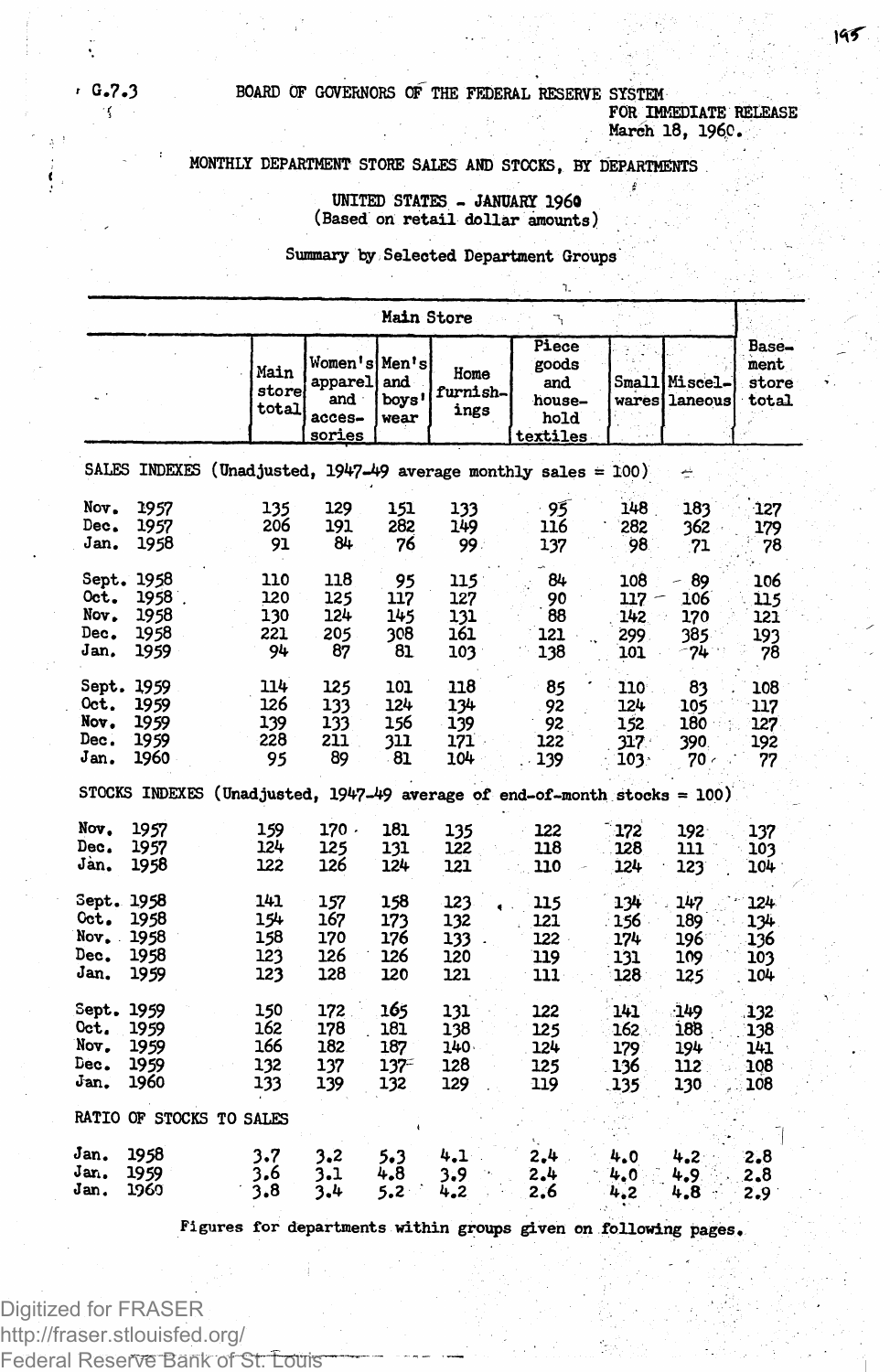G.7.3

BOARD OF GOVERNORS OF THE FEDERAL RESERVE SYSTEM

FOR IMMEDIATE RELEASE
March 18, 1960.

# MONTHLY DEPARTMENT STORE SALES AND STOCKS, BY DEPARTMENTS

## UNITED STATES - JANUARY 1960
(Based on retail dollar amounts)

### Summary by Selected Department Groups

| | Main Store | | | | | | | |
|---|---|---|---|---|---|---|---|---|
| | Main store total | Women's apparel and accessories | Men's and boys' wear | Home furnishings | Piece goods and household textiles | Small wares | Miscellaneous | Basement store total |
| **SALES INDEXES (Unadjusted, 1947-49 average monthly sales = 100)** | | | | | | | | |
| Nov. 1957 | 135 | 129 | 151 | 133 | 95 | 148 | 183 | 127 |
| Dec. 1957 | 206 | 191 | 282 | 149 | 116 | 282 | 362 | 179 |
| Jan. 1958 | 91 | 84 | 76 | 99 | 137 | 98 | 71 | 78 |
| Sept. 1958 | 110 | 118 | 95 | 115 | 84 | 108 | 89 | 106 |
| Oct. 1958 | 120 | 125 | 117 | 127 | 90 | 117 | 106 | 115 |
| Nov. 1958 | 130 | 124 | 145 | 131 | 88 | 142 | 170 | 121 |
| Dec. 1958 | 221 | 205 | 308 | 161 | 121 | 299 | 385 | 193 |
| Jan. 1959 | 94 | 87 | 81 | 103 | 138 | 101 | 74 | 78 |
| Sept. 1959 | 114 | 125 | 101 | 118 | 85 | 110 | 83 | 108 |
| Oct. 1959 | 126 | 133 | 124 | 134 | 92 | 124 | 105 | 117 |
| Nov. 1959 | 139 | 133 | 156 | 139 | 92 | 152 | 180 | 127 |
| Dec. 1959 | 228 | 211 | 311 | 171 | 122 | 317 | 390 | 192 |
| Jan. 1960 | 95 | 89 | 81 | 104 | 139 | 103 | 70 | 77 |
| **STOCKS INDEXES (Unadjusted, 1947-49 average of end-of-month stocks = 100)** | | | | | | | | |
| Nov. 1957 | 159 | 170 | 181 | 135 | 122 | 172 | 192 | 137 |
| Dec. 1957 | 124 | 125 | 131 | 122 | 118 | 128 | 111 | 103 |
| Jan. 1958 | 122 | 126 | 124 | 121 | 110 | 124 | 123 | 104 |
| Sept. 1958 | 141 | 157 | 158 | 123 | 115 | 134 | 147 | 124 |
| Oct. 1958 | 154 | 167 | 173 | 132 | 121 | 156 | 189 | 134 |
| Nov. 1958 | 158 | 170 | 176 | 133 | 122 | 174 | 196 | 136 |
| Dec. 1958 | 123 | 126 | 126 | 120 | 119 | 131 | 109 | 103 |
| Jan. 1959 | 123 | 128 | 120 | 121 | 111 | 128 | 125 | 104 |
| Sept. 1959 | 150 | 172 | 165 | 131 | 122 | 141 | 149 | 132 |
| Oct. 1959 | 162 | 178 | 181 | 138 | 125 | 162 | 188 | 138 |
| Nov. 1959 | 166 | 182 | 187 | 140 | 124 | 179 | 194 | 141 |
| Dec. 1959 | 132 | 137 | 137 | 128 | 125 | 136 | 112 | 108 |
| Jan. 1960 | 133 | 139 | 132 | 129 | 119 | 135 | 130 | 108 |
| **RATIO OF STOCKS TO SALES** | | | | | | | | |
| Jan. 1958 | 3.7 | 3.2 | 5.3 | 4.1 | 2.4 | 4.0 | 4.2 | 2.8 |
| Jan. 1959 | 3.6 | 3.1 | 4.8 | 3.9 | 2.4 | 4.0 | 4.9 | 2.8 |
| Jan. 1960 | 3.8 | 3.4 | 5.2 | 4.2 | 2.6 | 4.2 | 4.8 | 2.9 |

Figures for departments within groups given on following pages.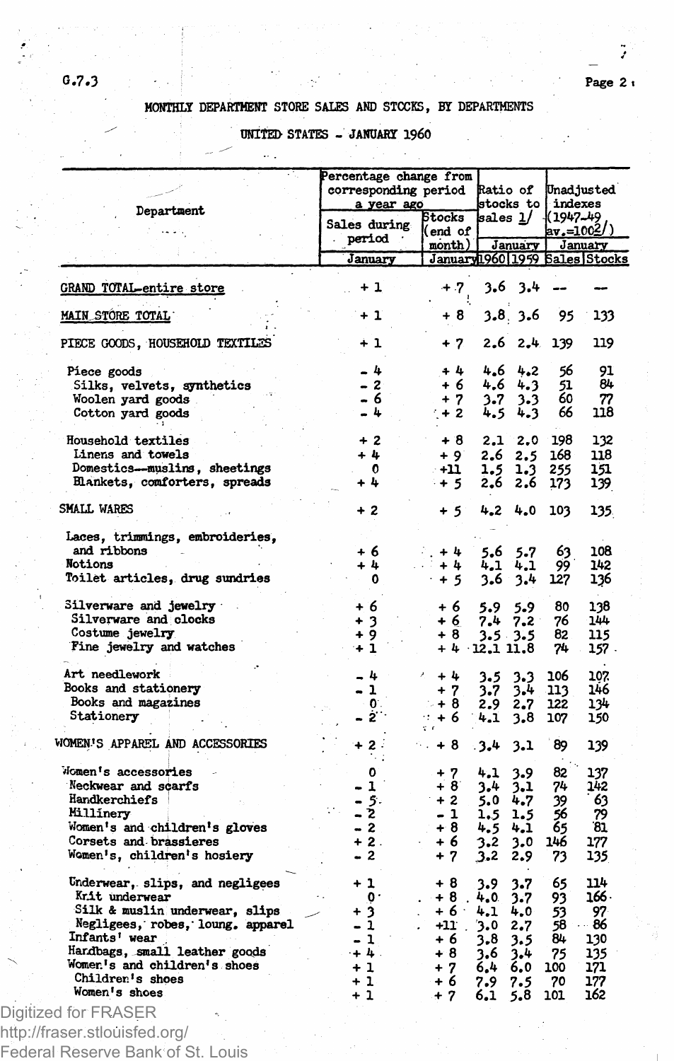G.7.3

## MONTHLY DEPARTMENT STORE SALES AND STOCKS, BY DEPARTMENTS

### UNITED STATES - JANUARY 1960

| Department | Percentage change from corresponding period a year ago | | Ratio of stocks to sales 1/ | | Unadjusted indexes (1947-49 av.=100 2/) | |
|---|---|---|---|---|---|---|
| | Sales during period | Stocks (end of month) | January | | January | |
| | January | January | 1960 | 1959 | Sales | Stocks |
| GRAND TOTAL-entire store | + 1 | + 7 | 3.6 | 3.4 | -- | -- |
| MAIN STORE TOTAL | + 1 | + 8 | 3.8 | 3.6 | 95 | 133 |
| PIECE GOODS, HOUSEHOLD TEXTILES | + 1 | + 7 | 2.6 | 2.4 | 139 | 119 |
| Piece goods | - 4 | + 4 | 4.6 | 4.2 | 56 | 91 |
| Silks, velvets, synthetics | - 2 | + 6 | 4.6 | 4.3 | 51 | 84 |
| Woolen yard goods | - 6 | + 7 | 3.7 | 3.3 | 60 | 77 |
| Cotton yard goods | - 4 | + 2 | 4.5 | 4.3 | 66 | 118 |
| Household textiles | + 2 | + 8 | 2.1 | 2.0 | 198 | 132 |
| Linens and towels | + 4 | + 9 | 2.6 | 2.5 | 168 | 118 |
| Domestics--muslins, sheetings | 0 | +11 | 1.5 | 1.3 | 255 | 151 |
| Blankets, comforters, spreads | + 4 | + 5 | 2.6 | 2.6 | 173 | 139 |
| SMALL WARES | + 2 | + 5 | 4.2 | 4.0 | 103 | 135 |
| Laces, trimmings, embroideries, and ribbons | + 6 | + 4 | 5.6 | 5.7 | 63 | 108 |
| Notions | + 4 | + 4 | 4.1 | 4.1 | 99 | 142 |
| Toilet articles, drug sundries | 0 | + 5 | 3.6 | 3.4 | 127 | 136 |
| Silverware and jewelry | + 6 | + 6 | 5.9 | 5.9 | 80 | 138 |
| Silverware and clocks | + 3 | + 6 | 7.4 | 7.2 | 76 | 144 |
| Costume jewelry | + 9 | + 8 | 3.5 | 3.5 | 82 | 115 |
| Fine jewelry and watches | + 1 | + 4 | 12.1 | 11.8 | 74 | 157 |
| Art needlework | - 4 | + 4 | 3.5 | 3.3 | 106 | 107 |
| Books and stationery | - 1 | + 7 | 3.7 | 3.4 | 113 | 146 |
| Books and magazines | 0 | + 8 | 2.9 | 2.7 | 122 | 134 |
| Stationery | - 2 | + 6 | 4.1 | 3.8 | 107 | 150 |
| WOMEN'S APPAREL AND ACCESSORIES | + 2 | + 8 | 3.4 | 3.1 | 89 | 139 |
| Women's accessories | 0 | + 7 | 4.1 | 3.9 | 82 | 137 |
| Neckwear and scarfs | - 1 | + 8 | 3.4 | 3.1 | 74 | 142 |
| Handkerchiefs | - 5 | + 2 | 5.0 | 4.7 | 39 | 63 |
| Millinery | - 2 | - 1 | 1.5 | 1.5 | 56 | 79 |
| Women's and children's gloves | - 2 | + 8 | 4.5 | 4.1 | 65 | 81 |
| Corsets and brassieres | + 2 | + 6 | 3.2 | 3.0 | 146 | 177 |
| Women's, children's hosiery | - 2 | + 7 | 3.2 | 2.9 | 73 | 135 |
| Underwear, slips, and negligees | + 1 | + 8 | 3.9 | 3.7 | 65 | 114 |
| Knit underwear | 0 | + 8 | 4.0 | 3.7 | 93 | 166 |
| Silk & muslin underwear, slips | + 3 | + 6 | 4.1 | 4.0 | 53 | 97 |
| Negligees, robes, loung. apparel | - 1 | +11 | 3.0 | 2.7 | 58 | 86 |
| Infants' wear | - 1 | + 6 | 3.8 | 3.5 | 84 | 130 |
| Handbags, small leather goods | + 4 | + 8 | 3.6 | 3.4 | 75 | 135 |
| Women's and children's shoes | + 1 | + 7 | 6.4 | 6.0 | 100 | 171 |
| Children's shoes | + 1 | + 6 | 7.9 | 7.5 | 70 | 177 |
| Women's shoes | + 1 | + 7 | 6.1 | 5.8 | 101 | 162 |

Digitized for FRASER
http://fraser.stlouisfed.org/
Federal Reserve Bank of St. Louis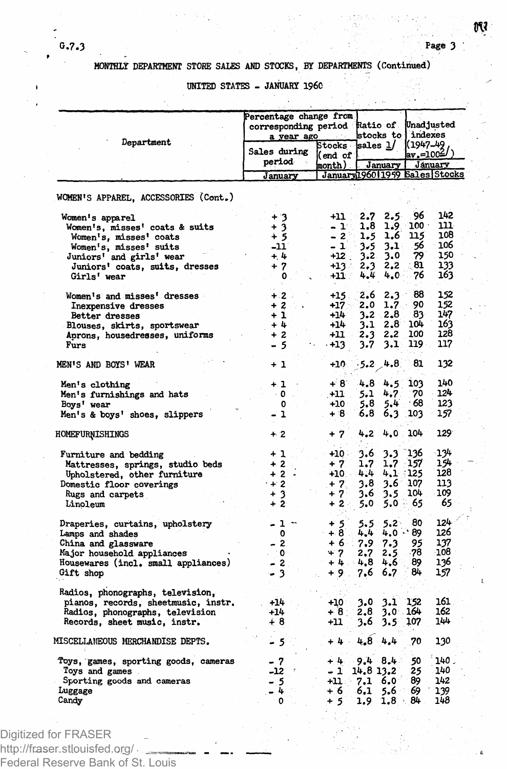MONTHLY DEPARTMENT STORE SALES AND STOCKS, BY DEPARTMENTS (Continued)

UNITED STATES - JANUARY 1960

| Department | Percentage change from corresponding period a year ago | | Ratio of stocks to sales 1/ | | Unadjusted indexes (1947-49 av.=100 2/) | |
|---|---|---|---|---|---|---|
| | Sales during period | Stocks (end of month) | January | | January | |
| | January | January | 1960 | 1959 | Sales | Stocks |
| WOMEN'S APPAREL, ACCESSORIES (Cont.) | | | | | | |
| Women's apparel | + 3 | +11 | 2.7 | 2.5 | 96 | 142 |
| Women's, misses' coats & suits | + 3 | - 1 | 1.8 | 1.9 | 100 | 111 |
| Women's, misses' coats | + 5 | - 2 | 1.5 | 1.6 | 115 | 108 |
| Women's, misses' suits | -11 | - 1 | 3.5 | 3.1 | 56 | 106 |
| Juniors' and girls' wear | + 4 | +12 | 3.2 | 3.0 | 79 | 150 |
| Juniors' coats, suits, dresses | + 7 | +13 | 2.3 | 2.2 | 81 | 133 |
| Girls' wear | 0 | +11 | 4.4 | 4.0 | 76 | 163 |
| Women's and misses' dresses | + 2 | +15 | 2.6 | 2.3 | 88 | 152 |
| Inexpensive dresses | + 2 | +17 | 2.0 | 1.7 | 90 | 152 |
| Better dresses | + 1 | +14 | 3.2 | 2.8 | 83 | 147 |
| Blouses, skirts, sportswear | + 4 | +14 | 3.1 | 2.8 | 104 | 163 |
| Aprons, housedresses, uniforms | + 2 | +11 | 2.3 | 2.2 | 100 | 128 |
| Furs | - 5 | +13 | 3.7 | 3.1 | 119 | 117 |
| MEN'S AND BOYS' WEAR | + 1 | +10 | 5.2 | 4.8 | 81 | 132 |
| Men's clothing | + 1 | + 8 | 4.8 | 4.5 | 103 | 140 |
| Men's furnishings and hats | 0 | +11 | 5.1 | 4.7 | 70 | 124 |
| Boys' wear | 0 | +10 | 5.8 | 5.4 | 68 | 123 |
| Men's & boys' shoes, slippers | - 1 | + 8 | 6.8 | 6.3 | 103 | 157 |
| HOMEFURNISHINGS | + 2 | + 7 | 4.2 | 4.0 | 104 | 129 |
| Furniture and bedding | + 1 | +10 | 3.6 | 3.3 | 136 | 134 |
| Mattresses, springs, studio beds | + 2 | + 7 | 1.7 | 1.7 | 157 | 154 |
| Upholstered, other furniture | + 2 | +10 | 4.4 | 4.1 | 125 | 128 |
| Domestic floor coverings | + 2 | + 7 | 3.8 | 3.6 | 107 | 113 |
| Rugs and carpets | + 3 | + 7 | 3.6 | 3.5 | 104 | 109 |
| Linoleum | + 2 | + 2 | 5.0 | 5.0 | 65 | 65 |
| Draperies, curtains, upholstery | - 1 | + 5 | 5.5 | 5.2 | 80 | 124 |
| Lamps and shades | 0 | + 8 | 4.4 | 4.0 | 89 | 126 |
| China and glassware | - 2 | + 6 | 7.9 | 7.3 | 95 | 137 |
| Major household appliances | 0 | + 7 | 2.7 | 2.5 | 78 | 108 |
| Housewares (incl. small appliances) | - 2 | + 4 | 4.8 | 4.6 | 89 | 136 |
| Gift shop | - 3 | + 9 | 7.6 | 6.7 | 84 | 157 |
| Radios, phonographs, television, pianos, records, sheetmusic, instr. | +14 | +10 | 3.0 | 3.1 | 152 | 161 |
| Radios, phonographs, television | +14 | + 8 | 2.8 | 3.0 | 164 | 162 |
| Records, sheet music, instr. | + 8 | +11 | 3.6 | 3.5 | 107 | 144 |
| MISCELLANEOUS MERCHANDISE DEPTS. | - 5 | + 4 | 4.8 | 4.4 | 70 | 130 |
| Toys, games, sporting goods, cameras | - 7 | + 4 | 9.4 | 8.4 | 50 | 140 |
| Toys and games | -12 | - 1 | 14.8 | 13.2 | 25 | 140 |
| Sporting goods and cameras | - 5 | +11 | 7.1 | 6.0 | 89 | 142 |
| Luggage | - 4 | + 6 | 6.1 | 5.6 | 69 | 139 |
| Candy | 0 | + 5 | 1.9 | 1.8 | 84 | 148 |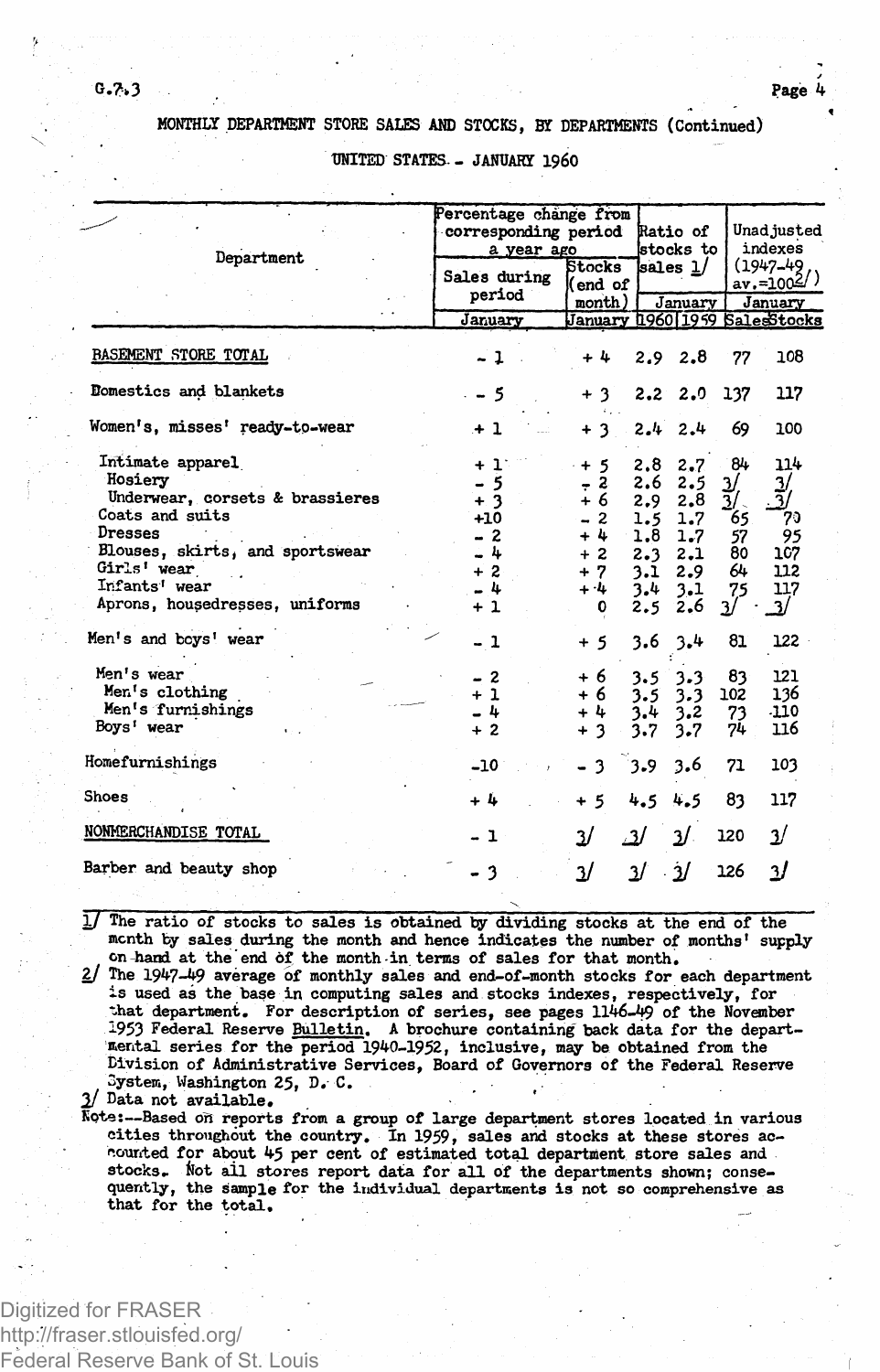MONTHLY DEPARTMENT STORE SALES AND STOCKS, BY DEPARTMENTS (Continued)

UNITED STATES - JANUARY 1960

| Department | Percentage change from corresponding period a year ago | | Ratio of stocks to sales 1/ | | Unadjusted indexes (1947-49 av.=100 2/) | |
|---|---|---|---|---|---|---|
| | Sales during period | Stocks (end of month) | January | | January | |
| | January | January | 1960 | 1959 | Sales | Stocks |
| BASEMENT STORE TOTAL | - 1 | + 4 | 2.9 | 2.8 | 77 | 108 |
| Domestics and blankets | - 5 | + 3 | 2.2 | 2.0 | 137 | 117 |
| Women's, misses' ready-to-wear | + 1 | + 3 | 2.4 | 2.4 | 69 | 100 |
| Intimate apparel | + 1 | + 5 | 2.8 | 2.7 | 84 | 114 |
| Hosiery | - 5 | - 2 | 2.6 | 2.5 | 3/ | 3/ |
| Underwear, corsets & brassieres | + 3 | + 6 | 2.9 | 2.8 | 3/ | 3/ |
| Coats and suits | +10 | - 2 | 1.5 | 1.7 | 65 | 70 |
| Dresses | - 2 | + 4 | 1.8 | 1.7 | 57 | 95 |
| Blouses, skirts, and sportswear | - 4 | + 2 | 2.3 | 2.1 | 80 | 107 |
| Girls' wear | + 2 | + 7 | 3.1 | 2.9 | 64 | 112 |
| Infants' wear | - 4 | + 4 | 3.4 | 3.1 | 75 | 117 |
| Aprons, housedresses, uniforms | + 1 | 0 | 2.5 | 2.6 | 3/ | 3/ |
| Men's and boys' wear | - 1 | + 5 | 3.6 | 3.4 | 81 | 122 |
| Men's wear | - 2 | + 6 | 3.5 | 3.3 | 83 | 121 |
| Men's clothing | + 1 | + 6 | 3.5 | 3.3 | 102 | 136 |
| Men's furnishings | - 4 | + 4 | 3.4 | 3.2 | 73 | 110 |
| Boys' wear | + 2 | + 3 | 3.7 | 3.7 | 74 | 116 |
| Homefurnishings | -10 | - 3 | 3.9 | 3.6 | 71 | 103 |
| Shoes | + 4 | + 5 | 4.5 | 4.5 | 83 | 117 |
| NONMERCHANDISE TOTAL | - 1 | 3/ | 3/ | 3/ | 120 | 3/ |
| Barber and beauty shop | - 3 | 3/ | 3/ | 3/ | 126 | 3/ |

1/ The ratio of stocks to sales is obtained by dividing stocks at the end of the month by sales during the month and hence indicates the number of months' supply on hand at the end of the month in terms of sales for that month.

2/ The 1947-49 average of monthly sales and end-of-month stocks for each department is used as the base in computing sales and stocks indexes, respectively, for that department. For description of series, see pages 1146-49 of the November 1953 Federal Reserve Bulletin. A brochure containing back data for the departmental series for the period 1940-1952, inclusive, may be obtained from the Division of Administrative Services, Board of Governors of the Federal Reserve System, Washington 25, D. C.

3/ Data not available.

Note:--Based on reports from a group of large department stores located in various cities throughout the country. In 1959, sales and stocks at these stores accounted for about 45 per cent of estimated total department store sales and stocks. Not all stores report data for all of the departments shown; consequently, the sample for the individual departments is not so comprehensive as that for the total.